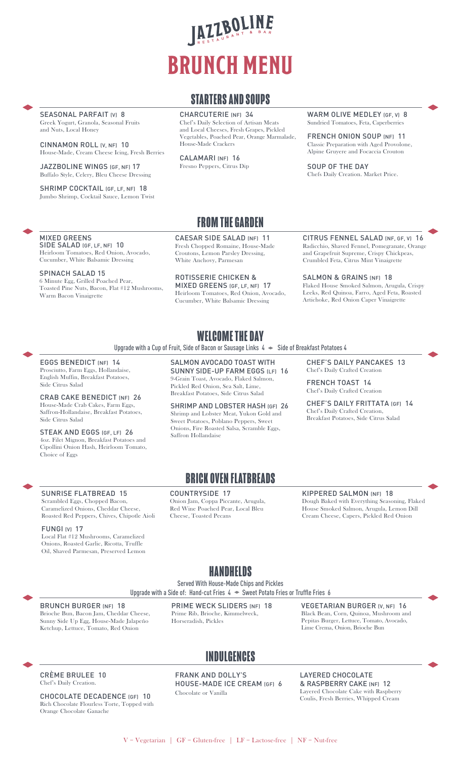# JAZZBOLINE

RESTAURANT & BAR

# BRUNCH MENU

## STARTERS AND SOUPS

**SEASONAL PARFAIT (V) 8**
Greek Yogurt, Granola, Seasonal Fruits and Nuts, Local Honey

**CINNAMON ROLL (V, NF) 10**
House-Made, Cream Cheese Icing, Fresh Berries

**JAZZBOLINE WINGS (GF, NF) 17**
Buffalo Style, Celery, Bleu Cheese Dressing

**SHRIMP COCKTAIL (GF, LF, NF) 18**
Jumbo Shrimp, Cocktail Sauce, Lemon Twist

**CHARCUTERIE (NF) 34**
Chef's Daily Selection of Artisan Meats and Local Cheeses, Fresh Grapes, Pickled Vegetables, Poached Pear, Orange Marmalade, House-Made Crackers

**CALAMARI (NF) 16**
Fresno Peppers, Citrus Dip

**WARM OLIVE MEDLEY (GF, V) 8**
Sundried Tomatoes, Feta, Caperberries

**FRENCH ONION SOUP (NF) 11**
Classic Preparation with Aged Provolone, Alpine Gruyere and Focaccia Crouton

**SOUP OF THE DAY**
Chefs Daily Creation. Market Price.

## FROM THE GARDEN

**MIXED GREENS SIDE SALAD (GF, LF, NF) 10**
Heirloom Tomatoes, Red Onion, Avocado, Cucumber, White Balsamic Dressing

**SPINACH SALAD 15**
6 Minute Egg, Grilled Poached Pear, Toasted Pine Nuts, Bacon, Flat #12 Mushrooms, Warm Bacon Vinaigrette

**CAESAR SIDE SALAD (NF) 11**
Fresh Chopped Romaine, House-Made Croutons, Lemon Parsley Dressing, White Anchovy, Parmesan

**ROTISSERIE CHICKEN & MIXED GREENS (GF, LF, NF) 17**
Heirloom Tomatoes, Red Onion, Avocado, Cucumber, White Balsamic Dressing

**CITRUS FENNEL SALAD (NF, GF, V) 16**
Radicchio, Shaved Fennel, Pomegranate, Orange and Grapefruit Supreme, Crispy Chickpeas, Crumbled Feta, Citrus Mint Vinaigrette

**SALMON & GRAINS (NF) 18**
Flaked House Smoked Salmon, Arugula, Crispy Leeks, Red Quinoa, Farro, Aged Feta, Roasted Artichoke, Red Onion Caper Vinaigrette

## WELCOME THE DAY

Upgrade with a Cup of Fruit, Side of Bacon or Sausage Links 4 • Side of Breakfast Potatoes 4

**EGGS BENEDICT (NF) 14**
Prosciutto, Farm Eggs, Hollandaise, English Muffin, Breakfast Potatoes, Side Citrus Salad

**CRAB CAKE BENEDICT (NF) 26**
House-Made Crab Cakes, Farm Eggs, Saffron-Hollandaise, Breakfast Potatoes, Side Citrus Salad

**STEAK AND EGGS (GF, LF) 26**
4oz. Filet Mignon, Breakfast Potatoes and Cipollini Onion Hash, Heirloom Tomato, Choice of Eggs

**SALMON AVOCADO TOAST WITH SUNNY SIDE-UP FARM EGGS (LF) 16**
9-Grain Toast, Avocado, Flaked Salmon, Pickled Red Onion, Sea Salt, Lime, Breakfast Potatoes, Side Citrus Salad

**SHRIMP AND LOBSTER HASH (GF) 26**
Shrimp and Lobster Meat, Yukon Gold and Sweet Potatoes, Poblano Peppers, Sweet Onions, Fire Roasted Salsa, Scramble Eggs, Saffron Hollandaise

**CHEF'S DAILY PANCAKES 13**
Chef's Daily Crafted Creation

**FRENCH TOAST 14**
Chef's Daily Crafted Creation

**CHEF'S DAILY FRITTATA (GF) 14**
Chef's Daily Crafted Creation, Breakfast Potatoes, Side Citrus Salad

## BRICK OVEN FLATBREADS

**SUNRISE FLATBREAD 15**
Scrambled Eggs, Chopped Bacon, Caramelized Onions, Cheddar Cheese, Roasted Red Peppers, Chives, Chipotle Aioli

**FUNGI (V) 17**
Local Flat #12 Mushrooms, Caramelized Onions, Roasted Garlic, Ricotta, Truffle Oil, Shaved Parmesan, Preserved Lemon

**COUNTRYSIDE 17**
Onion Jam, Coppa Piccante, Arugula, Red Wine Poached Pear, Local Bleu Cheese, Toasted Pecans

**KIPPERED SALMON (NF) 18**
Dough Baked with Everything Seasoning, Flaked House Smoked Salmon, Arugula, Lemon Dill Cream Cheese, Capers, Pickled Red Onion

## HANDHELDS

Served With House-Made Chips and Pickles

Upgrade with a Side of: Hand-cut Fries 4 • Sweet Potato Fries or Truffle Fries 6

**BRUNCH BURGER (NF) 18**
Brioche Bun, Bacon Jam, Cheddar Cheese, Sunny Side Up Egg, House-Made Jalapeño Ketchup, Lettuce, Tomato, Red Onion

**PRIME WECK SLIDERS (NF) 18**
Prime Rib, Brioche, Kimmelweck, Horseradish, Pickles

**VEGETARIAN BURGER (V, NF) 16**
Black Bean, Corn, Quinoa, Mushroom and Pepitas Burger, Lettuce, Tomato, Avocado, Lime Crema, Onion, Brioche Bun

## INDULGENCES

**CRÈME BRULEE 10**
Chef's Daily Creation.

**CHOCOLATE DECADENCE (GF) 10**
Rich Chocolate Flourless Torte, Topped with Orange Chocolate Ganache

**FRANK AND DOLLY'S HOUSE-MADE ICE CREAM (GF) 6**
Chocolate or Vanilla

**LAYERED CHOCOLATE & RASPBERRY CAKE (NF) 12**
Layered Chocolate Cake with Raspberry Coulis, Fresh Berries, Whipped Cream

V = Vegetarian | GF = Gluten-free | LF = Lactose-free | NF = Nut-free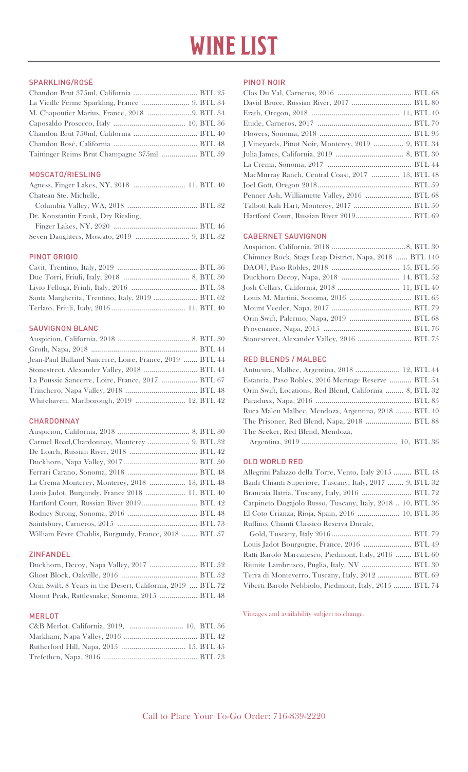# WINE LIST

## SPARKLING/ROSÉ

Chandon Brut 375ml, California ................................ BTL 25
La Vieille Ferme Sparkling, France ........................ 9, BTL 34
M. Chapoutier Marius, France, 2018 ......................9, BTL 34
Caposaldo Prosecco, Italy .................................... 10, BTL 36
Chandon Brut 750ml, California ................................ BTL 40
Chandon Rosé, California .......................................... BTL 48
Taittinger Reims Brut Champagne 375ml .................. BTL 59

## MOSCATO/RIESLING

Agness, Finger Lakes, NY, 2018 .......................... 11, BTL 40
Chateau Ste. Michelle,
Columbia Valley, WA, 2018 ................................... BTL 32
Dr. Konstantin Frank, Dry Riesling,
Finger Lakes, NY, 2020 .......................................... BTL 46
Seven Daughters, Moscato, 2019 .......................... 9, BTL 32

## PINOT GRIGIO

Cavit, Trentino, Italy, 2019 ........................................ BTL 36
Due Torri, Friuli, Italy, 2018 ................................. 8, BTL 30
Livio Felluga, Friuli, Italy, 2016 ................................. BTL 58
Santa Margherita, Trentino, Italy, 2019 ...................... BTL 62
Terlato, Friuli, Italy, 2016..................................... 11, BTL 40

## SAUVIGNON BLANC

Auspicion, California, 2018 .................................... 8, BTL 30
Groth, Napa, 2018 ..................................................... BTL 44
Jean-Paul Balland Sancerre, Loire, France, 2019 ....... BTL 44
Stonestreet, Alexander Valley, 2018 ........................... BTL 44
La Poussie Sancerre, Loire, France, 2017 .................. BTL 67
Trinchero, Napa Valley, 2018 .................................... BTL 48
Whitehaven, Marlborough, 2019 ......................... 12, BTL 42

## CHARDONNAY

Auspicion, California, 2018 .................................... 8, BTL 30
Carmel Road,Chardonnay, Monterey ..................... 9, BTL 32
De Loach, Russian River, 2018 .................................. BTL 42
Duckhorn, Napa Valley, 2017..................................... BTL 50
Ferrari Carano, Sonoma, 2018 ................................... BTL 48
La Crema Monterey, Monterey, 2018 .................. 13, BTL 48
Louis Jadot, Burgundy, France 2018 .................... 11, BTL 40
Hartford Court, Russian River 2019............................ BTL 42
Rodney Strong, Sonoma, 2016 ................................... BTL 48
Saintsbury, Carneros, 2015 ........................................ BTL 73
William Fèvre Chablis, Burgundy, France, 2018 ........ BTL 57

## ZINFANDEL

Duckhorn, Decoy, Napa Valley, 2017 ........................ BTL 52
Ghost Block, Oakville, 2016 ...................................... BTL 52
Orin Swift, 8 Years in the Desert, California, 2019 .... BTL 72
Mount Peak, Rattlesnake, Sonoma, 2015 ................... BTL 48

## MERLOT

C&B Merlot, California, 2019, ........................... 10, BTL 36
Markham, Napa Valley, 2016 ..................................... BTL 42
Rutherford Hill, Napa, 2015 ................................ 15, BTL 45
Trefethen, Napa, 2016 ............................................... BTL 73

## PINOT NOIR

Clos Du Val, Carneros, 2016 ..................................... BTL 68
David Bruce, Russian River, 2017 .............................. BTL 80
Erath, Oregon, 2018 ............................................ 11, BTL 40
Etude, Carneros, 2017 ............................................... BTL 70
Flowers, Sonoma, 2018 .............................................. BTL 95
J Vineyards, Pinot Noir, Monterey, 2019 ............... 9, BTL 34
Julia James, California, 2019 .................................. 8, BTL 30
La Crema, Sonoma, 2017 .......................................... BTL 44
MacMurray Ranch, Central Coast, 2017 .............. 13, BTL 48
Joel Gott, Oregon 2018............................................... BTL 59
Penner Ash, Williamette Valley, 2016 ....................... BTL 68
Talbott Kali Hart, Monterey, 2017 ............................. BTL 50
Hartford Court, Russian River 2019............................ BTL 69

## CABERNET SAUVIGNON

Auspicion, California, 2018 .....................................8, BTL 30
Chimney Rock, Stags Leap District, Napa, 2018 ...... BTL 140
DAOU, Paso Robles, 2018 .................................. 15, BTL 56
Duckhorn Decoy, Napa, 2018 ............................. 14, BTL 52
Josh Cellars, California, 2018 ............................... 11, BTL 40
Louis M. Martini, Sonoma, 2016 ............................... BTL 65
Mount Veeder, Napa, 2017 ........................................ BTL 79
Orin Swift, Palermo, Napa, 2019 ............................... BTL 68
Provenance, Napa, 2015 ............................................ BTL 76
Stonestreet, Alexander Valley, 2016 ........................... BTL 75

## RED BLENDS / MALBEC

Antucura, Malbec, Argentina, 2018 ...................... 12, BTL 44
Estancia, Paso Robles, 2016 Meritage Reserve ........... BTL 54
Orin Swift, Locations, Red Blend, California ......... 8, BTL 32
Paraduxx, Napa, 2016 ................................................ BTL 85
Ruca Malen Malbec, Mendoza, Argentina, 2018 ........ BTL 40
The Prisoner, Red Blend, Napa, 2018 ....................... BTL 88
The Seeker, Red Blend, Mendoza,
Argentina, 2019 ................................................ 10, BTL 36

## OLD WORLD RED

Allegrini Palazzo della Torre, Vento, Italy 2015 ......... BTL 48
Banfi Chianti Superiore, Tuscany, Italy, 2017 ........ 9, BTL 32
Brancaia Ilatria, Tuscany, Italy, 2016 ......................... BTL 72
Carpineto Dogajolo Russo, Tuscany, Italy, 2018 .. 10, BTL 36
El Coto Crianza, Rioja, Spain, 2016 ..................... 10, BTL 36
Ruffino, Chianti Classico Reserva Ducale,
Gold, Tuscany, Italy 2016........................................ BTL 79
Louis Jadot Bourgogne, France, 2016 ........................ BTL 49
Ratti Barolo Marcanesco, Piedmont, Italy, 2016 ........ BTL 60
Riunite Lambrusco, Puglia, Italy, NV ......................... BTL 30
Terra di Monteverro, Tuscany, Italy, 2012 ................. BTL 69
Viberti Barolo Nebbiolo, Piedmont, Italy, 2015 ......... BTL 74

Vintages and availability subject to change.

Call to Place Your To-Go Order: 716-839-2220